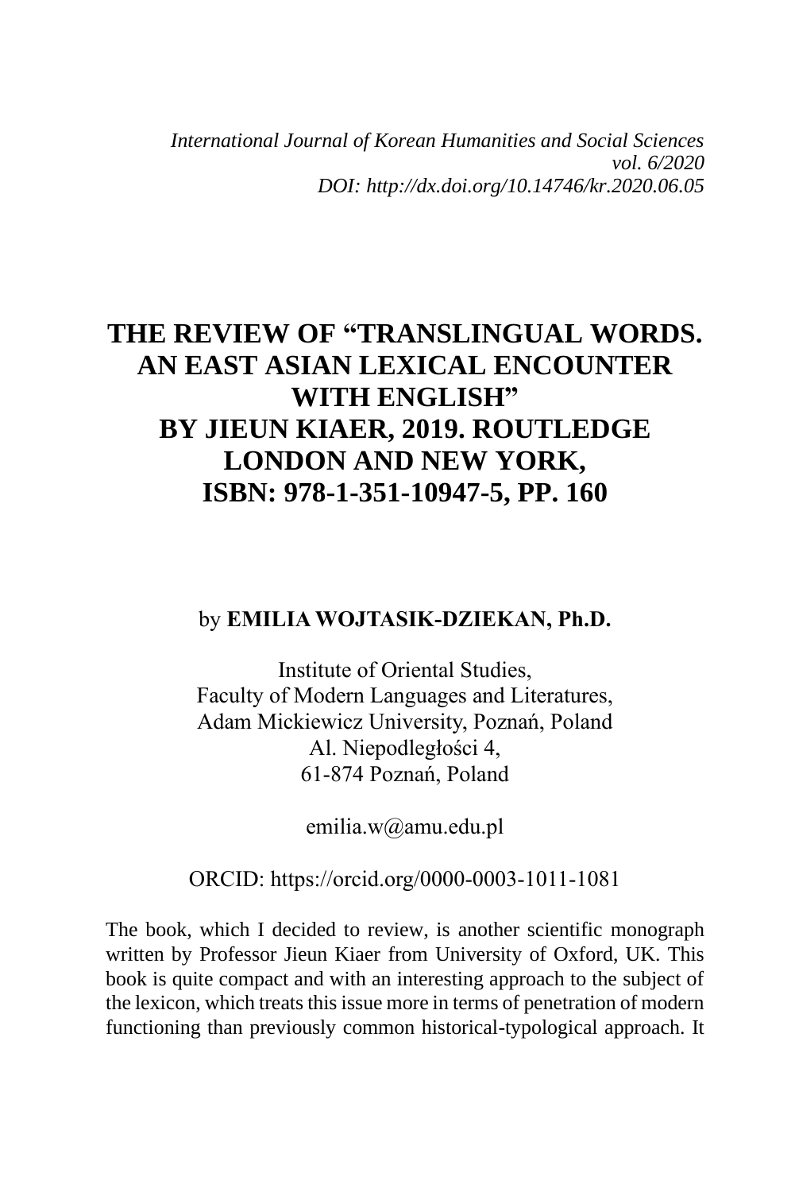*International Journal of Korean Humanities and Social Sciences*
*vol. 6/2020*
*DOI: http://dx.doi.org/10.14746/kr.2020.06.05*

# THE REVIEW OF "TRANSLINGUAL WORDS. AN EAST ASIAN LEXICAL ENCOUNTER WITH ENGLISH" BY JIEUN KIAER, 2019. ROUTLEDGE LONDON AND NEW YORK, ISBN: 978-1-351-10947-5, PP. 160

by **EMILIA WOJTASIK-DZIEKAN, Ph.D.**

Institute of Oriental Studies,
Faculty of Modern Languages and Literatures,
Adam Mickiewicz University, Poznań, Poland
Al. Niepodległości 4,
61-874 Poznań, Poland

emilia.w@amu.edu.pl

ORCID: https://orcid.org/0000-0003-1011-1081

The book, which I decided to review, is another scientific monograph written by Professor Jieun Kiaer from University of Oxford, UK. This book is quite compact and with an interesting approach to the subject of the lexicon, which treats this issue more in terms of penetration of modern functioning than previously common historical-typological approach. It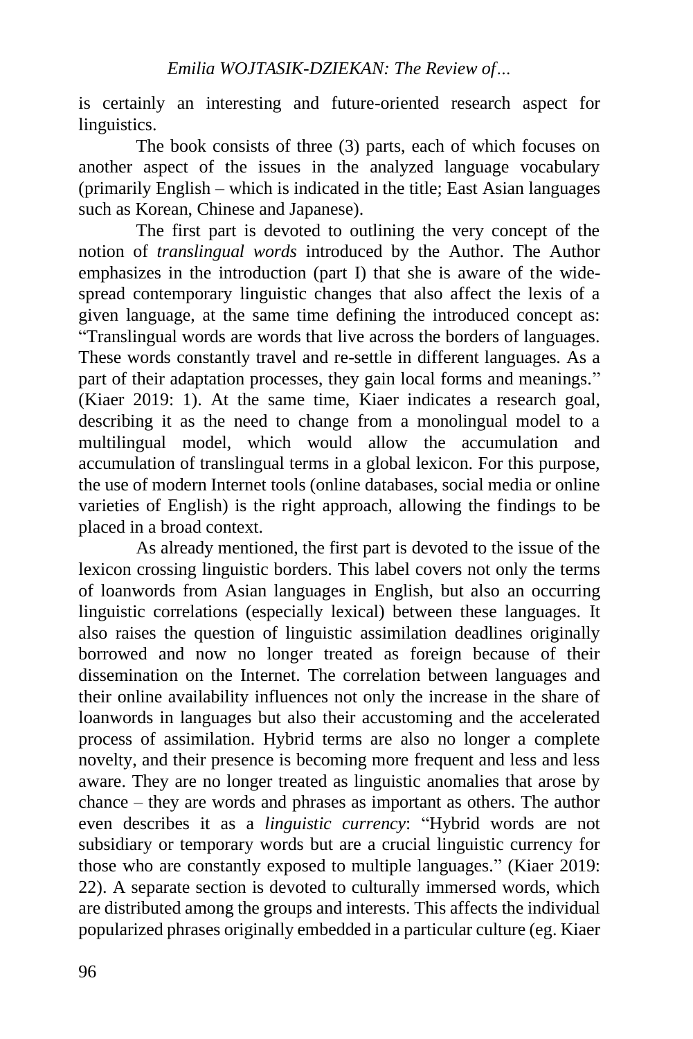is certainly an interesting and future-oriented research aspect for linguistics.

The book consists of three (3) parts, each of which focuses on another aspect of the issues in the analyzed language vocabulary (primarily English – which is indicated in the title; East Asian languages such as Korean, Chinese and Japanese).

The first part is devoted to outlining the very concept of the notion of *translingual words* introduced by the Author. The Author emphasizes in the introduction (part I) that she is aware of the wide-spread contemporary linguistic changes that also affect the lexis of a given language, at the same time defining the introduced concept as: "Translingual words are words that live across the borders of languages. These words constantly travel and re-settle in different languages. As a part of their adaptation processes, they gain local forms and meanings." (Kiaer 2019: 1). At the same time, Kiaer indicates a research goal, describing it as the need to change from a monolingual model to a multilingual model, which would allow the accumulation and accumulation of translingual terms in a global lexicon. For this purpose, the use of modern Internet tools (online databases, social media or online varieties of English) is the right approach, allowing the findings to be placed in a broad context.

As already mentioned, the first part is devoted to the issue of the lexicon crossing linguistic borders. This label covers not only the terms of loanwords from Asian languages in English, but also an occurring linguistic correlations (especially lexical) between these languages. It also raises the question of linguistic assimilation deadlines originally borrowed and now no longer treated as foreign because of their dissemination on the Internet. The correlation between languages and their online availability influences not only the increase in the share of loanwords in languages but also their accustoming and the accelerated process of assimilation. Hybrid terms are also no longer a complete novelty, and their presence is becoming more frequent and less and less aware. They are no longer treated as linguistic anomalies that arose by chance – they are words and phrases as important as others. The author even describes it as a *linguistic currency*: "Hybrid words are not subsidiary or temporary words but are a crucial linguistic currency for those who are constantly exposed to multiple languages." (Kiaer 2019: 22). A separate section is devoted to culturally immersed words, which are distributed among the groups and interests. This affects the individual popularized phrases originally embedded in a particular culture (eg. Kiaer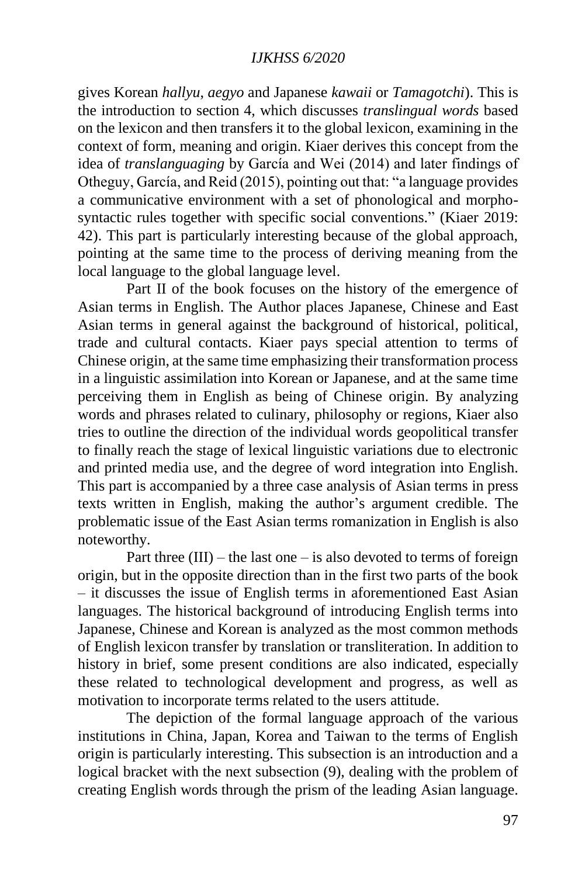gives Korean *hallyu*, *aegyo* and Japanese *kawaii* or *Tamagotchi*). This is the introduction to section 4, which discusses *translingual words* based on the lexicon and then transfers it to the global lexicon, examining in the context of form, meaning and origin. Kiaer derives this concept from the idea of *translanguaging* by García and Wei (2014) and later findings of Otheguy, García, and Reid (2015), pointing out that: "a language provides a communicative environment with a set of phonological and morpho-syntactic rules together with specific social conventions." (Kiaer 2019: 42). This part is particularly interesting because of the global approach, pointing at the same time to the process of deriving meaning from the local language to the global language level.

Part II of the book focuses on the history of the emergence of Asian terms in English. The Author places Japanese, Chinese and East Asian terms in general against the background of historical, political, trade and cultural contacts. Kiaer pays special attention to terms of Chinese origin, at the same time emphasizing their transformation process in a linguistic assimilation into Korean or Japanese, and at the same time perceiving them in English as being of Chinese origin. By analyzing words and phrases related to culinary, philosophy or regions, Kiaer also tries to outline the direction of the individual words geopolitical transfer to finally reach the stage of lexical linguistic variations due to electronic and printed media use, and the degree of word integration into English. This part is accompanied by a three case analysis of Asian terms in press texts written in English, making the author's argument credible. The problematic issue of the East Asian terms romanization in English is also noteworthy.

Part three (III) – the last one – is also devoted to terms of foreign origin, but in the opposite direction than in the first two parts of the book – it discusses the issue of English terms in aforementioned East Asian languages. The historical background of introducing English terms into Japanese, Chinese and Korean is analyzed as the most common methods of English lexicon transfer by translation or transliteration. In addition to history in brief, some present conditions are also indicated, especially these related to technological development and progress, as well as motivation to incorporate terms related to the users attitude.

The depiction of the formal language approach of the various institutions in China, Japan, Korea and Taiwan to the terms of English origin is particularly interesting. This subsection is an introduction and a logical bracket with the next subsection (9), dealing with the problem of creating English words through the prism of the leading Asian language.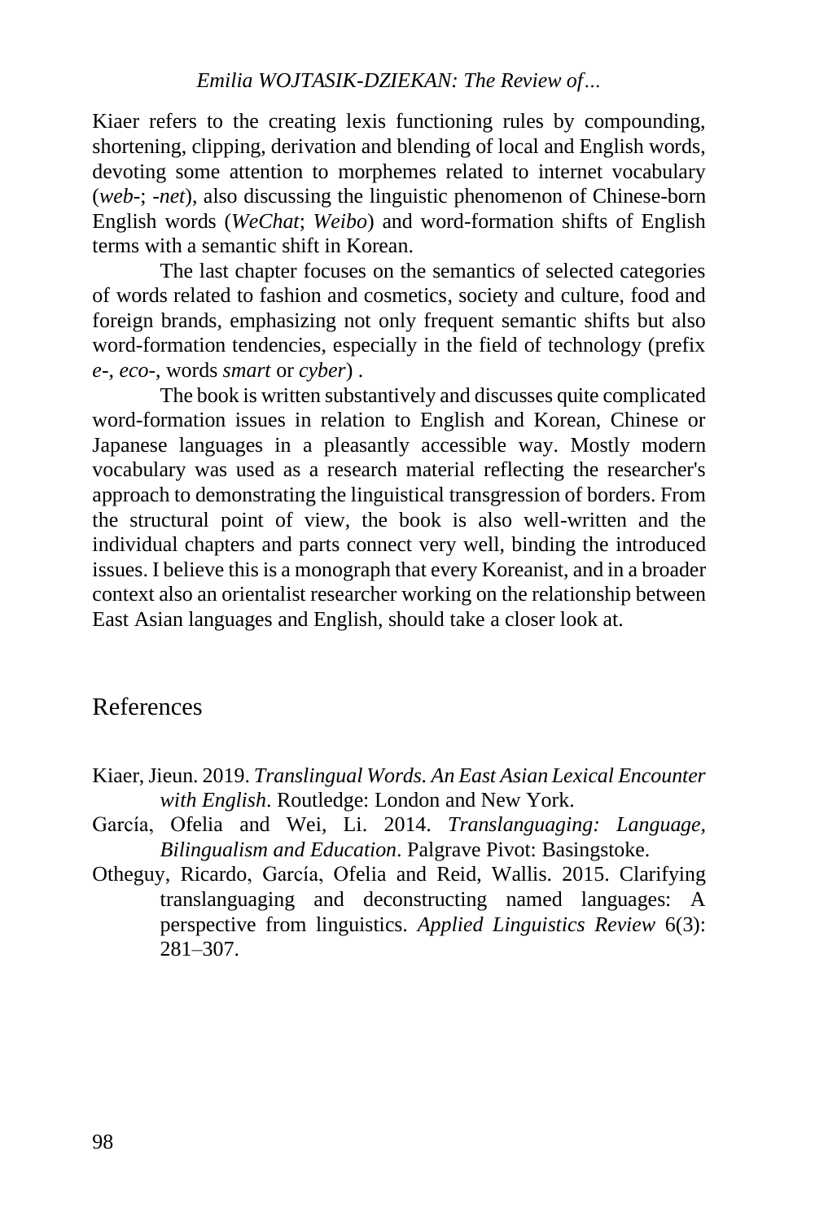Kiaer refers to the creating lexis functioning rules by compounding, shortening, clipping, derivation and blending of local and English words, devoting some attention to morphemes related to internet vocabulary (*web*-; -*net*), also discussing the linguistic phenomenon of Chinese-born English words (*WeChat*; *Weibo*) and word-formation shifts of English terms with a semantic shift in Korean.

The last chapter focuses on the semantics of selected categories of words related to fashion and cosmetics, society and culture, food and foreign brands, emphasizing not only frequent semantic shifts but also word-formation tendencies, especially in the field of technology (prefix *e*-, *eco*-, words *smart* or *cyber*) .

The book is written substantively and discusses quite complicated word-formation issues in relation to English and Korean, Chinese or Japanese languages in a pleasantly accessible way. Mostly modern vocabulary was used as a research material reflecting the researcher's approach to demonstrating the linguistical transgression of borders. From the structural point of view, the book is also well-written and the individual chapters and parts connect very well, binding the introduced issues. I believe this is a monograph that every Koreanist, and in a broader context also an orientalist researcher working on the relationship between East Asian languages and English, should take a closer look at.

## References

Kiaer, Jieun. 2019. *Translingual Words. An East Asian Lexical Encounter with English*. Routledge: London and New York.

García, Ofelia and Wei, Li. 2014. *Translanguaging: Language, Bilingualism and Education*. Palgrave Pivot: Basingstoke.

Otheguy, Ricardo, García, Ofelia and Reid, Wallis. 2015. Clarifying translanguaging and deconstructing named languages: A perspective from linguistics. *Applied Linguistics Review* 6(3): 281–307.